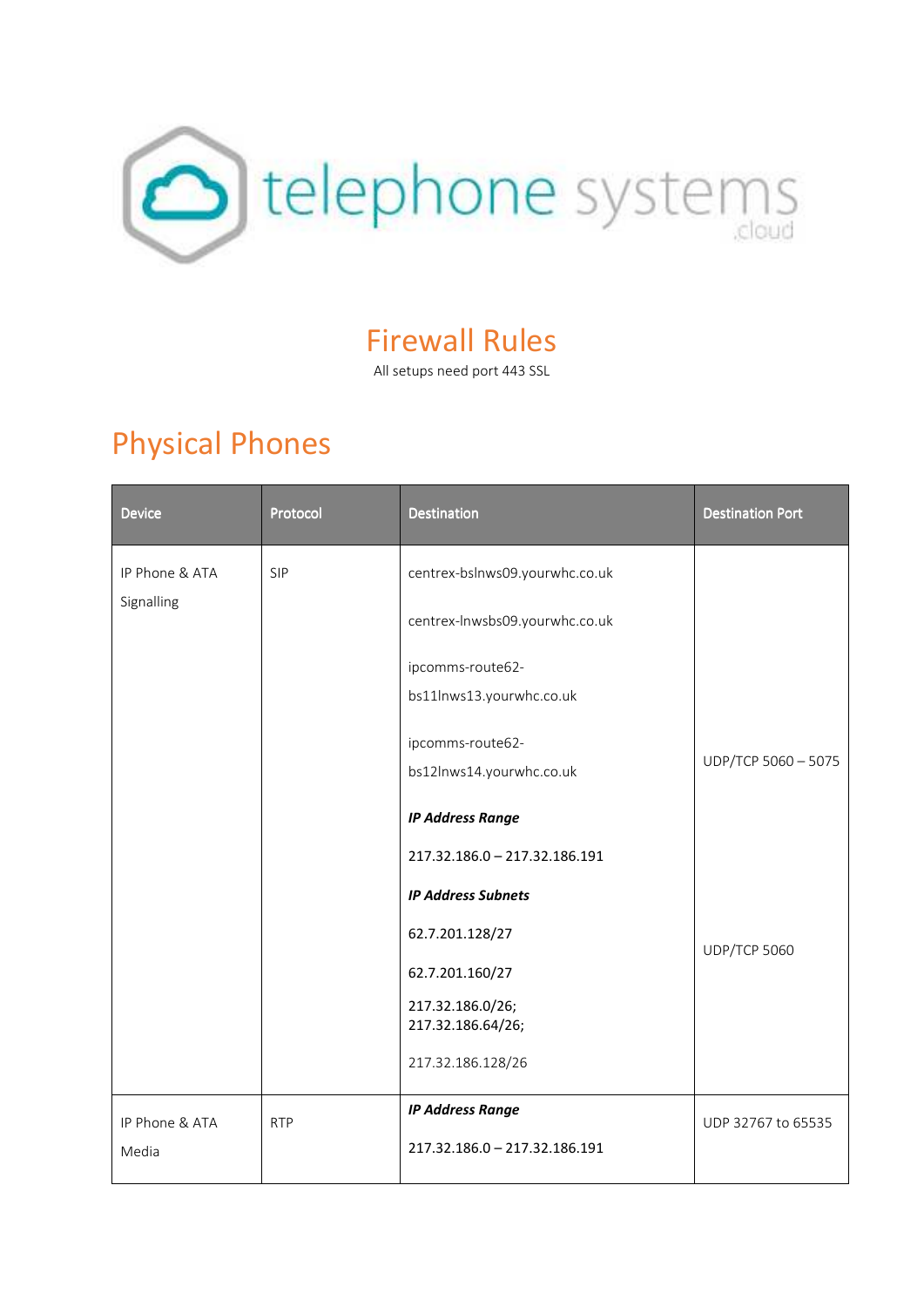telephone systems .cloud

# Firewall Rules

All setups need port 443 SSL

## Physical Phones

| Device | Protocol | Destination | Destination Port |
|---|---|---|---|
| IP Phone & ATA Signalling | SIP | centrex-bslnws09.yourwhc.co.uk<br><br>centrex-lnwsbs09.yourwhc.co.uk<br><br>ipcomms-route62-bs11lnws13.yourwhc.co.uk<br><br>ipcomms-route62-bs12lnws14.yourwhc.co.uk<br><br>***IP Address Range***<br><br>217.32.186.0 – 217.32.186.191 | UDP/TCP 5060 – 5075 |
| | | ***IP Address Subnets***<br><br>62.7.201.128/27<br><br>62.7.201.160/27<br><br>217.32.186.0/26;<br>217.32.186.64/26;<br><br>217.32.186.128/26 | UDP/TCP 5060 |
| IP Phone & ATA Media | RTP | ***IP Address Range***<br><br>217.32.186.0 – 217.32.186.191 | UDP 32767 to 65535 |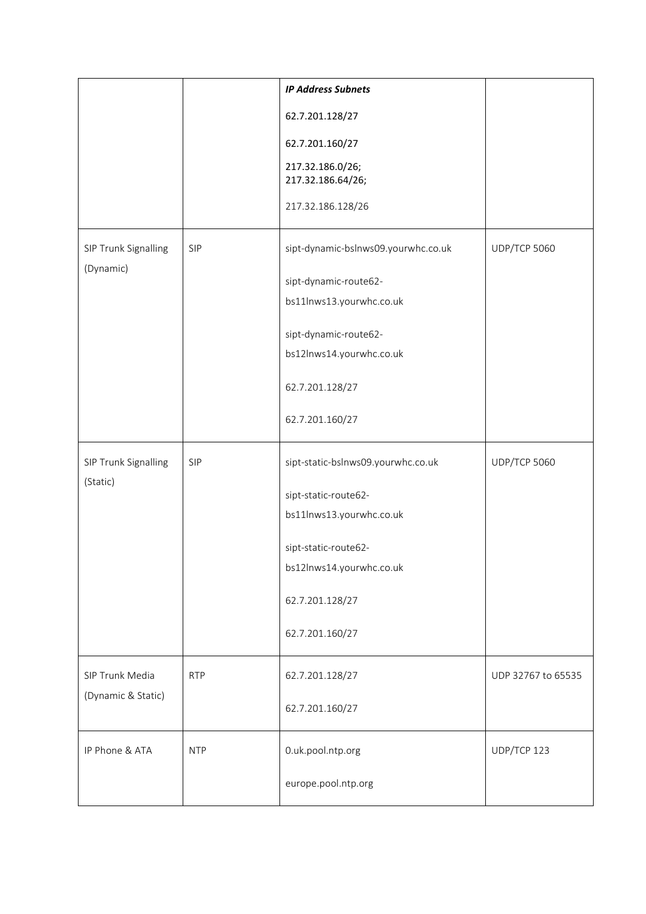| | | | |
|---|---|---|---|
| | | ***IP Address Subnets*** <br> 62.7.201.128/27 <br> 62.7.201.160/27 <br> 217.32.186.0/26; <br> 217.32.186.64/26; <br> 217.32.186.128/26 | |
| SIP Trunk Signalling (Dynamic) | SIP | sipt-dynamic-bslnws09.yourwhc.co.uk <br> sipt-dynamic-route62-bs11lnws13.yourwhc.co.uk <br> sipt-dynamic-route62-bs12lnws14.yourwhc.co.uk <br> 62.7.201.128/27 <br> 62.7.201.160/27 | UDP/TCP 5060 |
| SIP Trunk Signalling (Static) | SIP | sipt-static-bslnws09.yourwhc.co.uk <br> sipt-static-route62-bs11lnws13.yourwhc.co.uk <br> sipt-static-route62-bs12lnws14.yourwhc.co.uk <br> 62.7.201.128/27 <br> 62.7.201.160/27 | UDP/TCP 5060 |
| SIP Trunk Media (Dynamic & Static) | RTP | 62.7.201.128/27 <br> 62.7.201.160/27 | UDP 32767 to 65535 |
| IP Phone & ATA | NTP | 0.uk.pool.ntp.org <br> europe.pool.ntp.org | UDP/TCP 123 |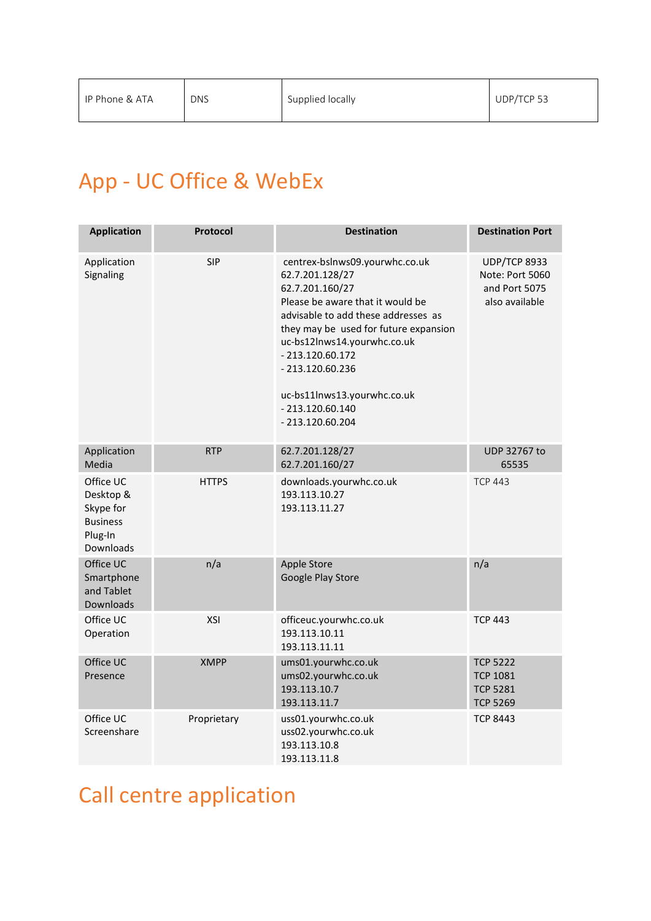| IP Phone & ATA | DNS | Supplied locally | UDP/TCP 53 |
|---|---|---|---|

## App - UC Office & WebEx

| Application | Protocol | Destination | Destination Port |
|---|---|---|---|
| Application Signaling | SIP | centrex-bslnws09.yourwhc.co.uk<br>62.7.201.128/27<br>62.7.201.160/27<br>Please be aware that it would be advisable to add these addresses as they may be used for future expansion<br>uc-bs12lnws14.yourwhc.co.uk<br>- 213.120.60.172<br>- 213.120.60.236<br><br>uc-bs11lnws13.yourwhc.co.uk<br>- 213.120.60.140<br>- 213.120.60.204 | UDP/TCP 8933<br>Note: Port 5060 and Port 5075 also available |
| Application Media | RTP | 62.7.201.128/27<br>62.7.201.160/27 | UDP 32767 to 65535 |
| Office UC Desktop & Skype for Business Plug-In Downloads | HTTPS | downloads.yourwhc.co.uk<br>193.113.10.27<br>193.113.11.27 | TCP 443 |
| Office UC Smartphone and Tablet Downloads | n/a | Apple Store<br>Google Play Store | n/a |
| Office UC Operation | XSI | officeuc.yourwhc.co.uk<br>193.113.10.11<br>193.113.11.11 | TCP 443 |
| Office UC Presence | XMPP | ums01.yourwhc.co.uk<br>ums02.yourwhc.co.uk<br>193.113.10.7<br>193.113.11.7 | TCP 5222<br>TCP 1081<br>TCP 5281<br>TCP 5269 |
| Office UC Screenshare | Proprietary | uss01.yourwhc.co.uk<br>uss02.yourwhc.co.uk<br>193.113.10.8<br>193.113.11.8 | TCP 8443 |

## Call centre application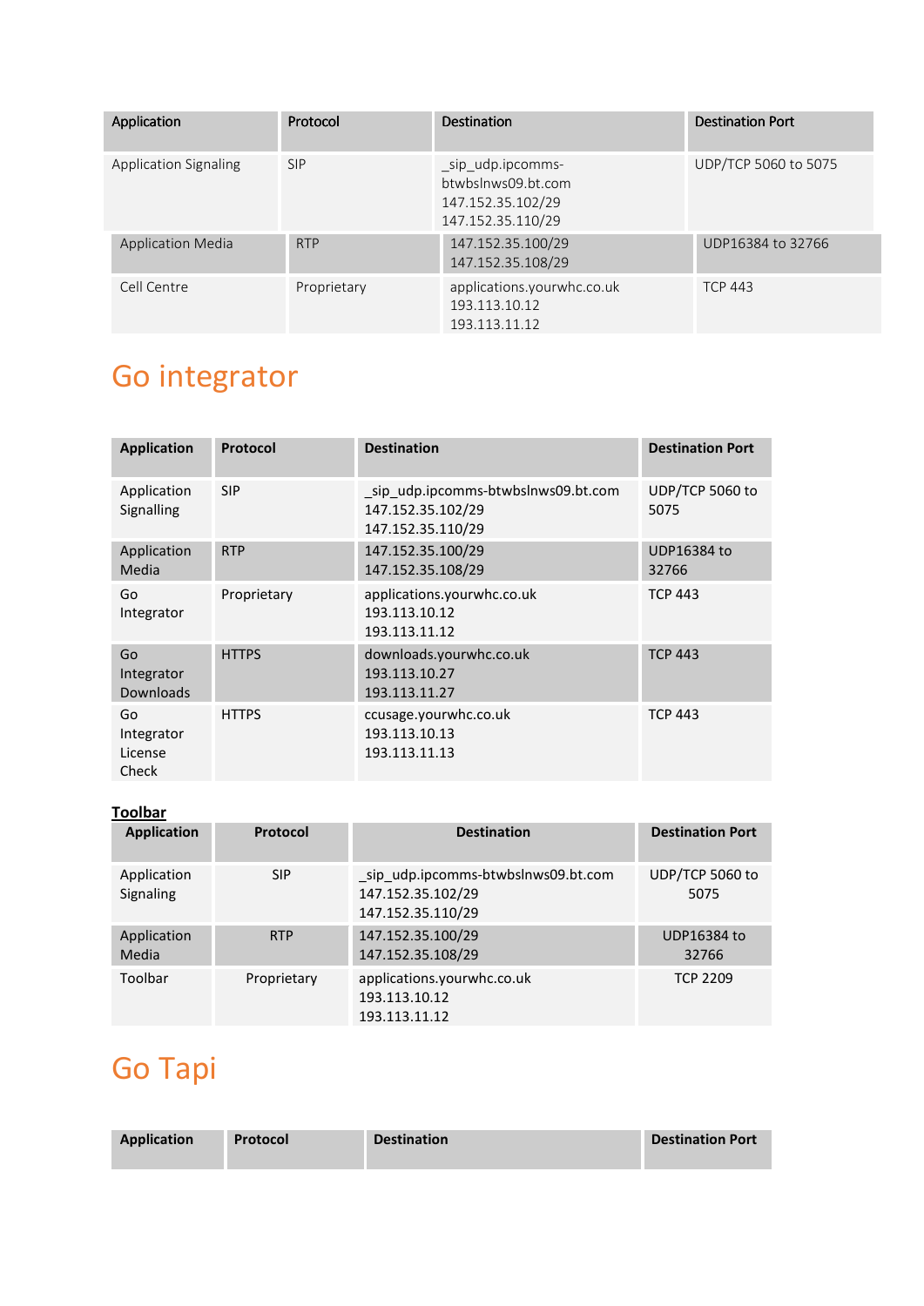| Application | Protocol | Destination | Destination Port |
|---|---|---|---|
| Application Signaling | SIP | _sip_udp.ipcomms-btwbslnws09.bt.com 147.152.35.102/29 147.152.35.110/29 | UDP/TCP 5060 to 5075 |
| Application Media | RTP | 147.152.35.100/29 147.152.35.108/29 | UDP16384 to 32766 |
| Cell Centre | Proprietary | applications.yourwhc.co.uk 193.113.10.12 193.113.11.12 | TCP 443 |

# Go integrator

| Application | Protocol | Destination | Destination Port |
|---|---|---|---|
| Application Signalling | SIP | _sip_udp.ipcomms-btwbslnws09.bt.com 147.152.35.102/29 147.152.35.110/29 | UDP/TCP 5060 to 5075 |
| Application Media | RTP | 147.152.35.100/29 147.152.35.108/29 | UDP16384 to 32766 |
| Go Integrator | Proprietary | applications.yourwhc.co.uk 193.113.10.12 193.113.11.12 | TCP 443 |
| Go Integrator Downloads | HTTPS | downloads.yourwhc.co.uk 193.113.10.27 193.113.11.27 | TCP 443 |
| Go Integrator License Check | HTTPS | ccusage.yourwhc.co.uk 193.113.10.13 193.113.11.13 | TCP 443 |

**Toolbar**

| Application | Protocol | Destination | Destination Port |
|---|---|---|---|
| Application Signaling | SIP | _sip_udp.ipcomms-btwbslnws09.bt.com 147.152.35.102/29 147.152.35.110/29 | UDP/TCP 5060 to 5075 |
| Application Media | RTP | 147.152.35.100/29 147.152.35.108/29 | UDP16384 to 32766 |
| Toolbar | Proprietary | applications.yourwhc.co.uk 193.113.10.12 193.113.11.12 | TCP 2209 |

# Go Tapi

| Application | Protocol | Destination | Destination Port |
|---|---|---|---|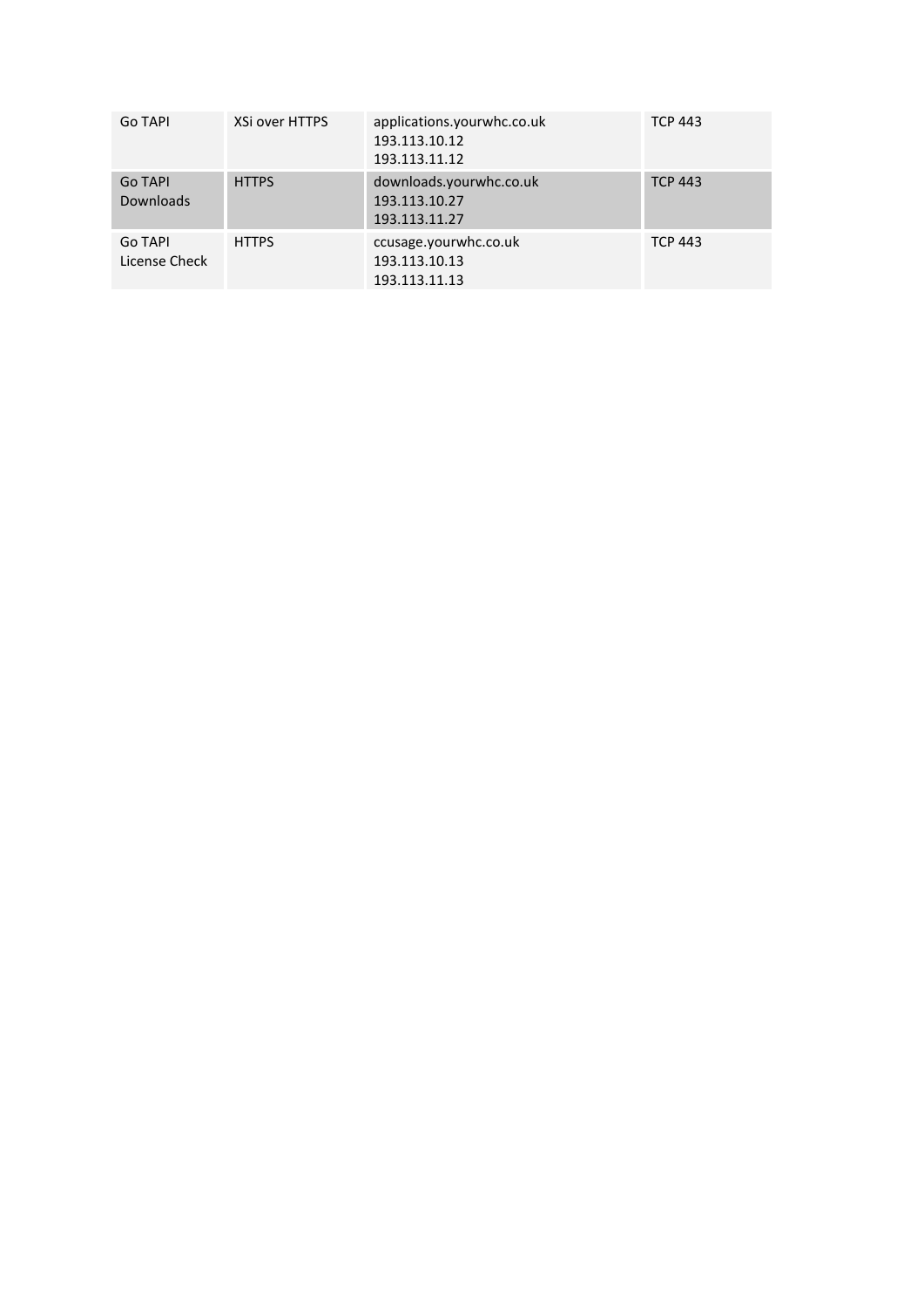| | | | |
|---|---|---|---|
| Go TAPI | XSi over HTTPS | applications.yourwhc.co.uk<br>193.113.10.12<br>193.113.11.12 | TCP 443 |
| Go TAPI Downloads | HTTPS | downloads.yourwhc.co.uk<br>193.113.10.27<br>193.113.11.27 | TCP 443 |
| Go TAPI License Check | HTTPS | ccusage.yourwhc.co.uk<br>193.113.10.13<br>193.113.11.13 | TCP 443 |